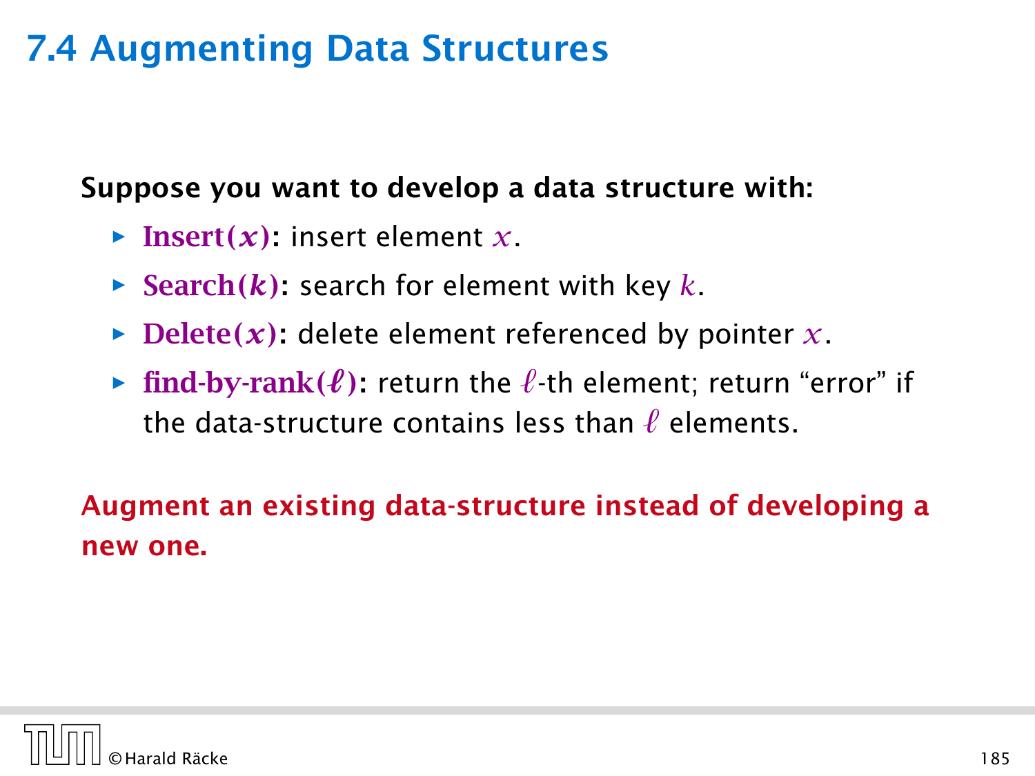# 7.4 Augmenting Data Structures

**Suppose you want to develop a data structure with:**

- **Insert($x$)**: insert element $x$.
- **Search($k$)**: search for element with key $k$.
- **Delete($x$)**: delete element referenced by pointer $x$.
- **find-by-rank($\ell$)**: return the $\ell$-th element; return "error" if the data-structure contains less than $\ell$ elements.

**Augment an existing data-structure instead of developing a new one.**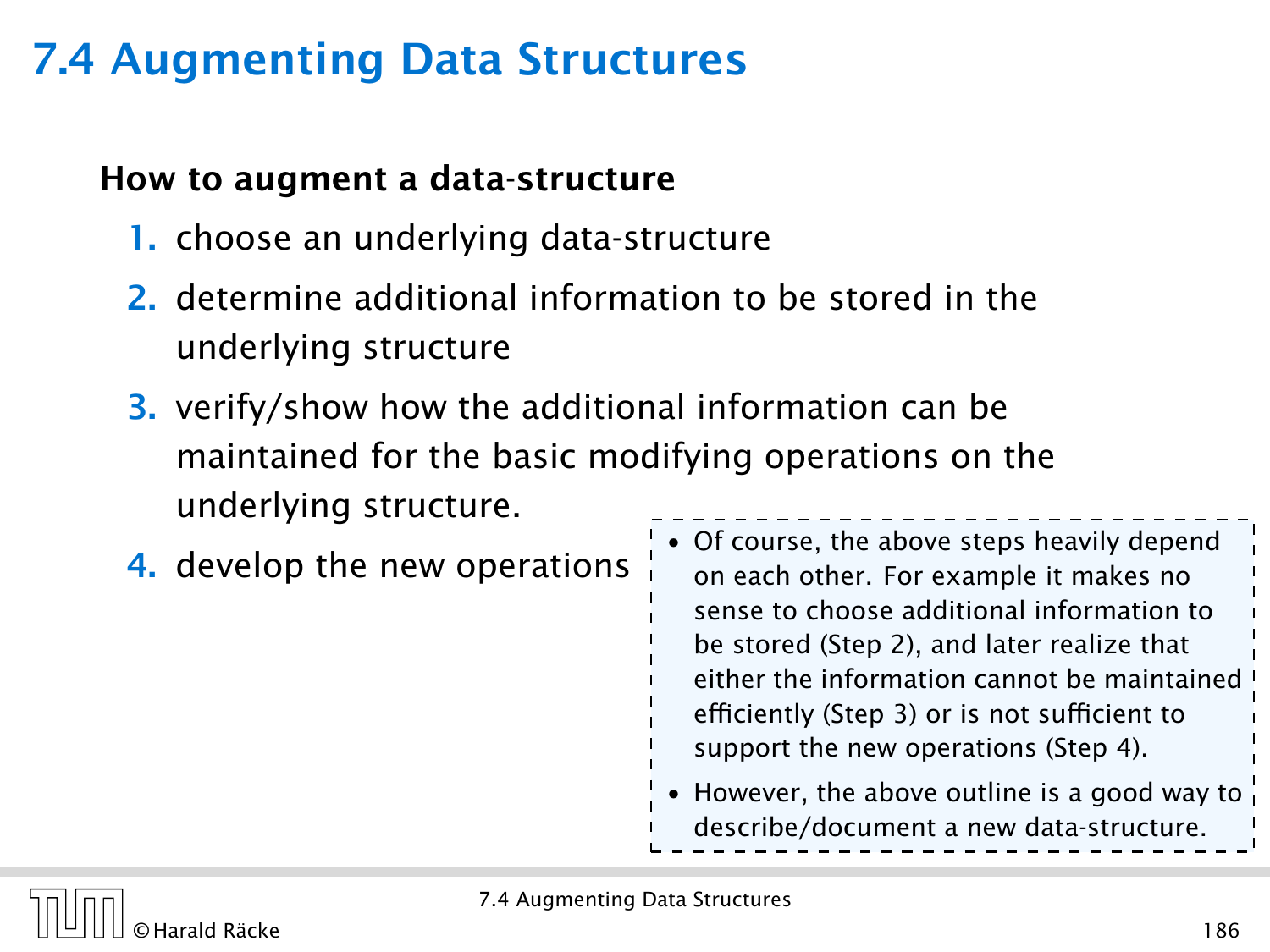# 7.4 Augmenting Data Structures

**How to augment a data-structure**

1. choose an underlying data-structure
2. determine additional information to be stored in the underlying structure
3. verify/show how the additional information can be maintained for the basic modifying operations on the underlying structure.
4. develop the new operations

- Of course, the above steps heavily depend on each other. For example it makes no sense to choose additional information to be stored (Step 2), and later realize that either the information cannot be maintained efficiently (Step 3) or is not sufficient to support the new operations (Step 4).
- However, the above outline is a good way to describe/document a new data-structure.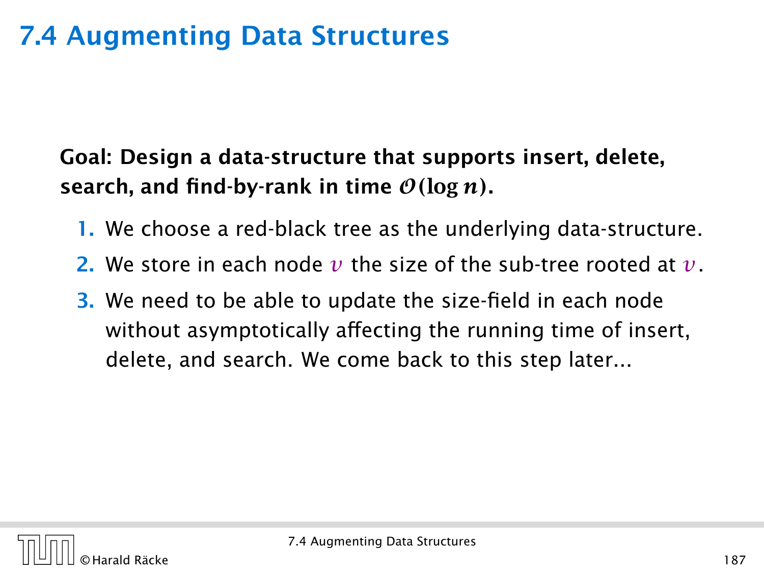# 7.4 Augmenting Data Structures

**Goal: Design a data-structure that supports insert, delete, search, and find-by-rank in time $\mathcal{O}(\log n)$.**

1. We choose a red-black tree as the underlying data-structure.
2. We store in each node $v$ the size of the sub-tree rooted at $v$.
3. We need to be able to update the size-field in each node without asymptotically affecting the running time of insert, delete, and search. We come back to this step later...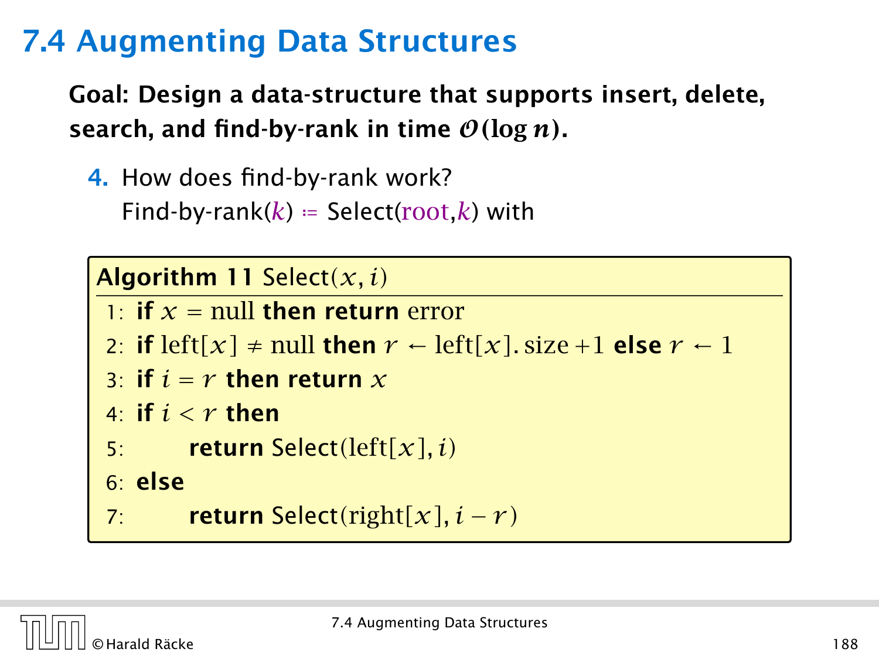# 7.4 Augmenting Data Structures

**Goal: Design a data-structure that supports insert, delete, search, and find-by-rank in time $\mathcal{O}(\log n)$.**

4. How does find-by-rank work?
   Find-by-rank($k$) $:=$ Select(root,$k$) with

**Algorithm 11** Select($x, i$)

```
1: if x = null then return error
2: if left[x] ≠ null then r ← left[x].size + 1 else r ← 1
3: if i = r then return x
4: if i < r then
5:     return Select(left[x], i)
6: else
7:     return Select(right[x], i − r)
```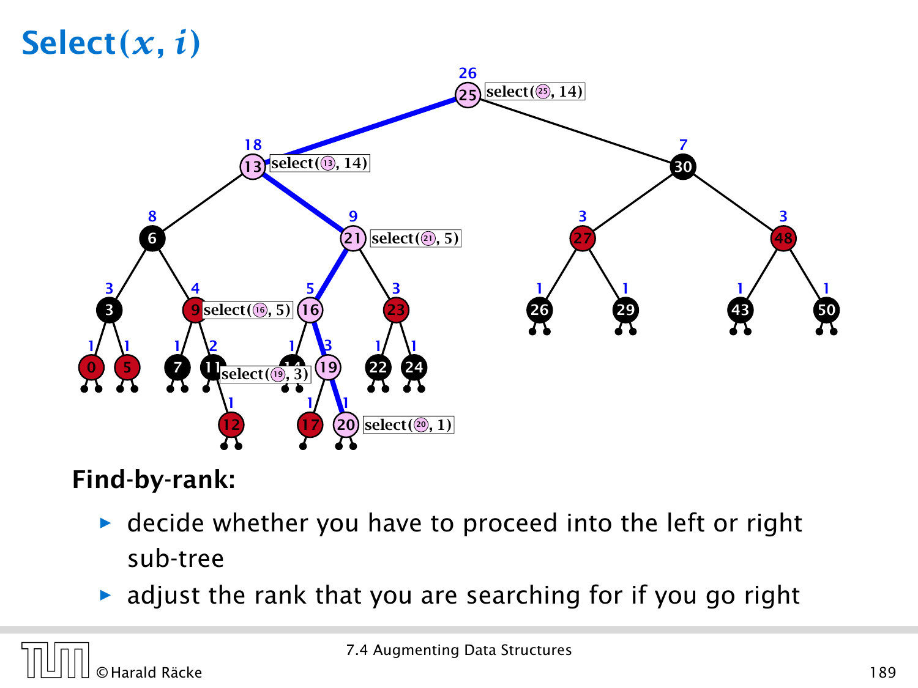# Select$(x, i)$

Find-by-rank:

- decide whether you have to proceed into the left or right sub-tree
- adjust the rank that you are searching for if you go right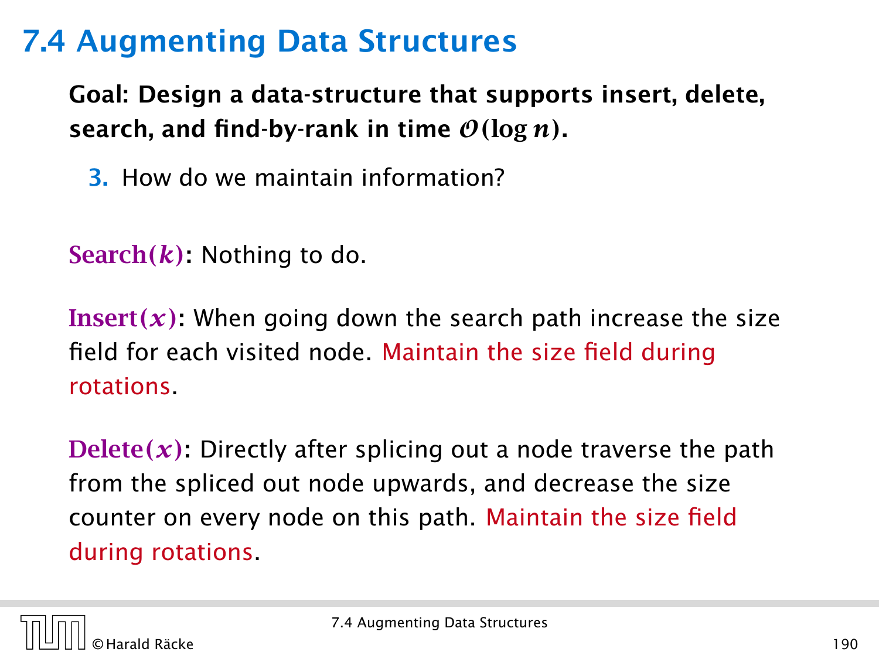## 7.4 Augmenting Data Structures

**Goal: Design a data-structure that supports insert, delete, search, and find-by-rank in time $\mathcal{O}(\log n)$.**

3. How do we maintain information?

**Search($k$):** Nothing to do.

**Insert($x$):** When going down the search path increase the size field for each visited node. Maintain the size field during rotations.

**Delete($x$):** Directly after splicing out a node traverse the path from the spliced out node upwards, and decrease the size counter on every node on this path. Maintain the size field during rotations.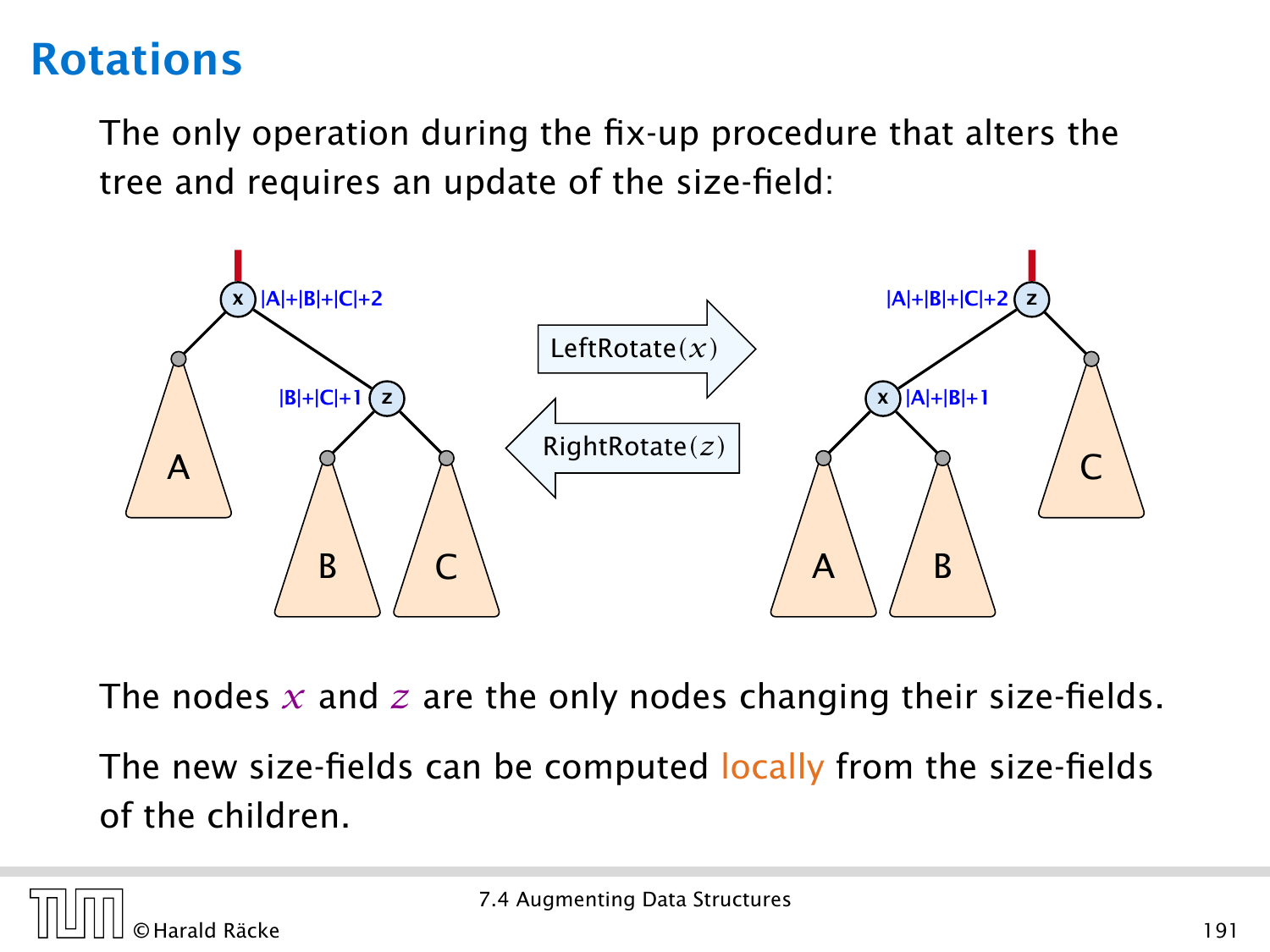# Rotations

The only operation during the fix-up procedure that alters the tree and requires an update of the size-field:

The nodes $x$ and $z$ are the only nodes changing their size-fields.

The new size-fields can be computed locally from the size-fields of the children.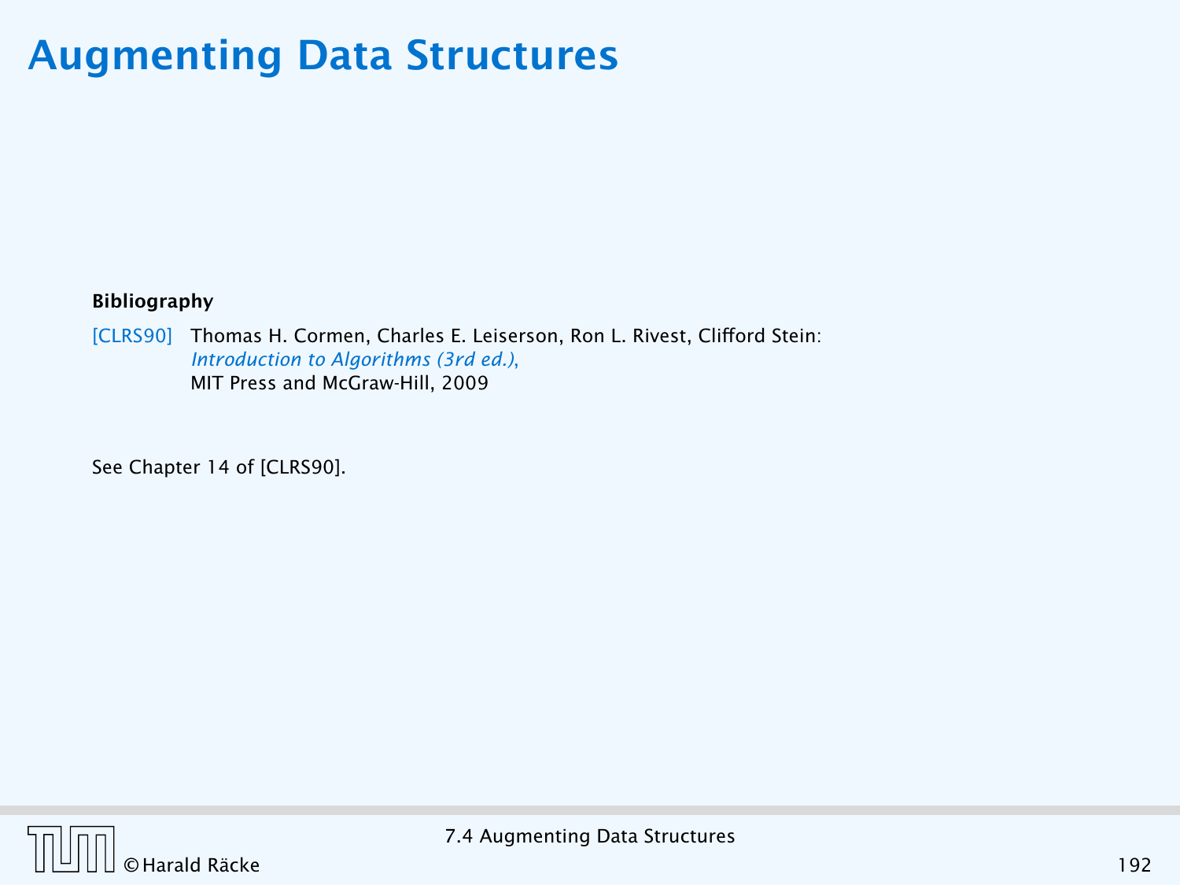# Augmenting Data Structures

**Bibliography**

[CLRS90] Thomas H. Cormen, Charles E. Leiserson, Ron L. Rivest, Clifford Stein:
*Introduction to Algorithms (3rd ed.),*
MIT Press and McGraw-Hill, 2009

See Chapter 14 of [CLRS90].